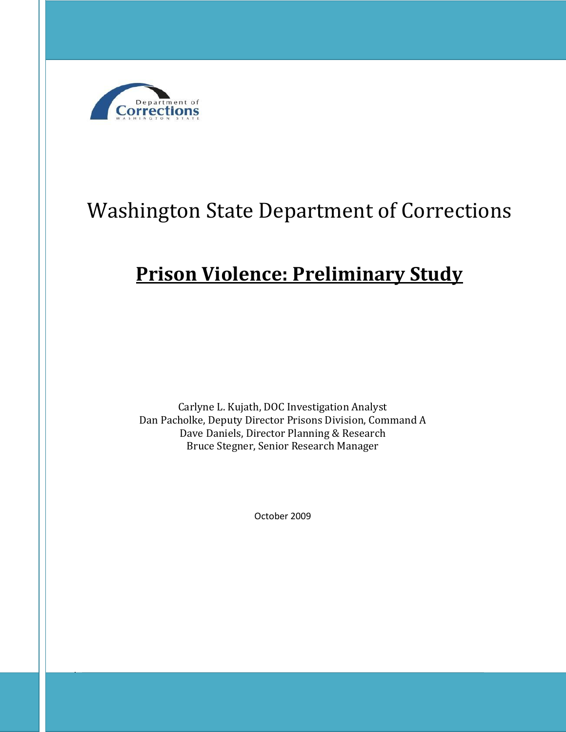Department of Corrections
WASHINGTON STATE

# Washington State Department of Corrections

## Prison Violence: Preliminary Study

Carlyne L. Kujath, DOC Investigation Analyst
Dan Pacholke, Deputy Director Prisons Division, Command A
Dave Daniels, Director Planning & Research
Bruce Stegner, Senior Research Manager

October 2009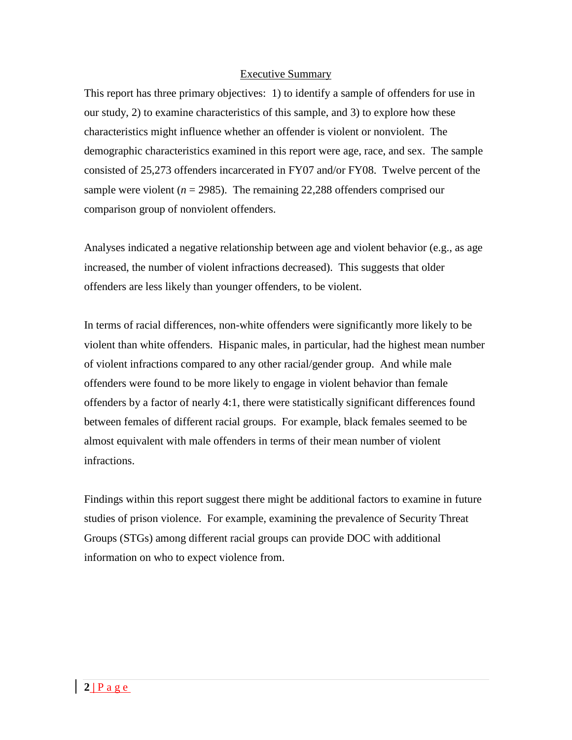## Executive Summary

This report has three primary objectives: 1) to identify a sample of offenders for use in our study, 2) to examine characteristics of this sample, and 3) to explore how these characteristics might influence whether an offender is violent or nonviolent. The demographic characteristics examined in this report were age, race, and sex. The sample consisted of 25,273 offenders incarcerated in FY07 and/or FY08. Twelve percent of the sample were violent ($n$ = 2985). The remaining 22,288 offenders comprised our comparison group of nonviolent offenders.

Analyses indicated a negative relationship between age and violent behavior (e.g., as age increased, the number of violent infractions decreased). This suggests that older offenders are less likely than younger offenders, to be violent.

In terms of racial differences, non-white offenders were significantly more likely to be violent than white offenders. Hispanic males, in particular, had the highest mean number of violent infractions compared to any other racial/gender group. And while male offenders were found to be more likely to engage in violent behavior than female offenders by a factor of nearly 4:1, there were statistically significant differences found between females of different racial groups. For example, black females seemed to be almost equivalent with male offenders in terms of their mean number of violent infractions.

Findings within this report suggest there might be additional factors to examine in future studies of prison violence. For example, examining the prevalence of Security Threat Groups (STGs) among different racial groups can provide DOC with additional information on who to expect violence from.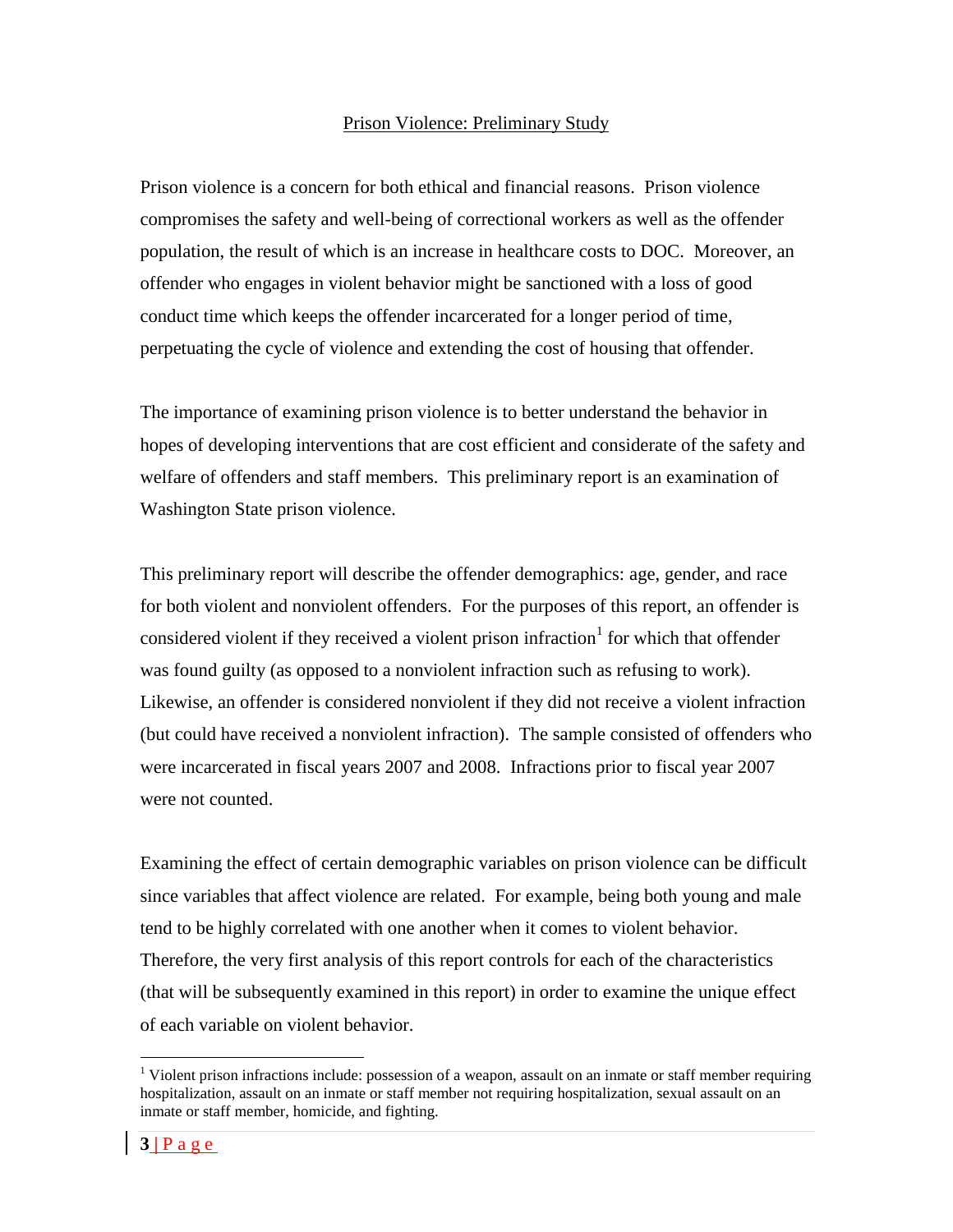# Prison Violence: Preliminary Study

Prison violence is a concern for both ethical and financial reasons. Prison violence compromises the safety and well-being of correctional workers as well as the offender population, the result of which is an increase in healthcare costs to DOC. Moreover, an offender who engages in violent behavior might be sanctioned with a loss of good conduct time which keeps the offender incarcerated for a longer period of time, perpetuating the cycle of violence and extending the cost of housing that offender.

The importance of examining prison violence is to better understand the behavior in hopes of developing interventions that are cost efficient and considerate of the safety and welfare of offenders and staff members. This preliminary report is an examination of Washington State prison violence.

This preliminary report will describe the offender demographics: age, gender, and race for both violent and nonviolent offenders. For the purposes of this report, an offender is considered violent if they received a violent prison infraction[1] for which that offender was found guilty (as opposed to a nonviolent infraction such as refusing to work). Likewise, an offender is considered nonviolent if they did not receive a violent infraction (but could have received a nonviolent infraction). The sample consisted of offenders who were incarcerated in fiscal years 2007 and 2008. Infractions prior to fiscal year 2007 were not counted.

Examining the effect of certain demographic variables on prison violence can be difficult since variables that affect violence are related. For example, being both young and male tend to be highly correlated with one another when it comes to violent behavior. Therefore, the very first analysis of this report controls for each of the characteristics (that will be subsequently examined in this report) in order to examine the unique effect of each variable on violent behavior.

---

[1] Violent prison infractions include: possession of a weapon, assault on an inmate or staff member requiring hospitalization, assault on an inmate or staff member not requiring hospitalization, sexual assault on an inmate or staff member, homicide, and fighting.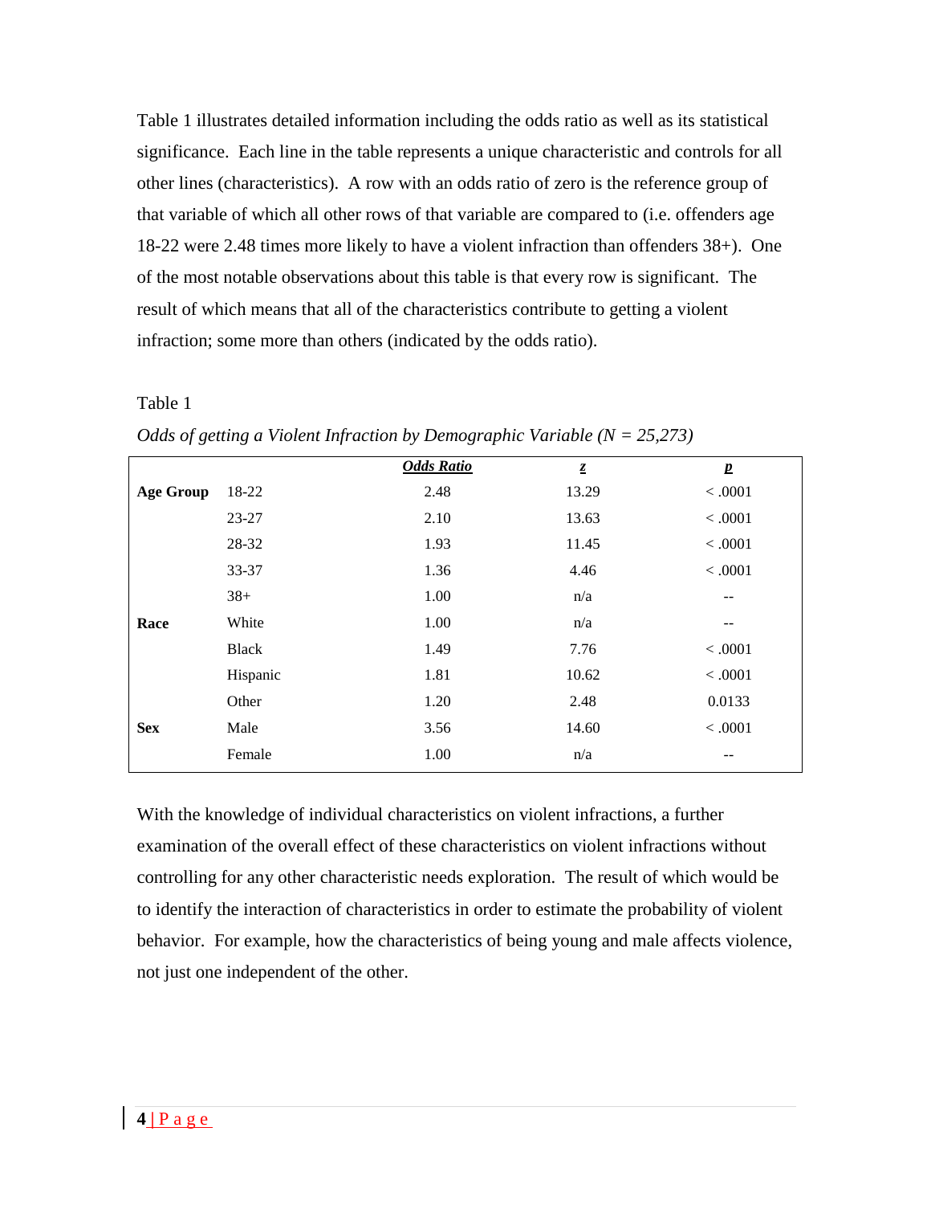Table 1 illustrates detailed information including the odds ratio as well as its statistical significance. Each line in the table represents a unique characteristic and controls for all other lines (characteristics). A row with an odds ratio of zero is the reference group of that variable of which all other rows of that variable are compared to (i.e. offenders age 18-22 were 2.48 times more likely to have a violent infraction than offenders 38+). One of the most notable observations about this table is that every row is significant. The result of which means that all of the characteristics contribute to getting a violent infraction; some more than others (indicated by the odds ratio).

Table 1

*Odds of getting a Violent Infraction by Demographic Variable (N = 25,273)*

| | | ***Odds Ratio*** | ***z*** | ***p*** |
|---|---|---|---|---|
| **Age Group** | 18-22 | 2.48 | 13.29 | < .0001 |
| | 23-27 | 2.10 | 13.63 | < .0001 |
| | 28-32 | 1.93 | 11.45 | < .0001 |
| | 33-37 | 1.36 | 4.46 | < .0001 |
| | 38+ | 1.00 | n/a | -- |
| **Race** | White | 1.00 | n/a | -- |
| | Black | 1.49 | 7.76 | < .0001 |
| | Hispanic | 1.81 | 10.62 | < .0001 |
| | Other | 1.20 | 2.48 | 0.0133 |
| **Sex** | Male | 3.56 | 14.60 | < .0001 |
| | Female | 1.00 | n/a | -- |

With the knowledge of individual characteristics on violent infractions, a further examination of the overall effect of these characteristics on violent infractions without controlling for any other characteristic needs exploration. The result of which would be to identify the interaction of characteristics in order to estimate the probability of violent behavior. For example, how the characteristics of being young and male affects violence, not just one independent of the other.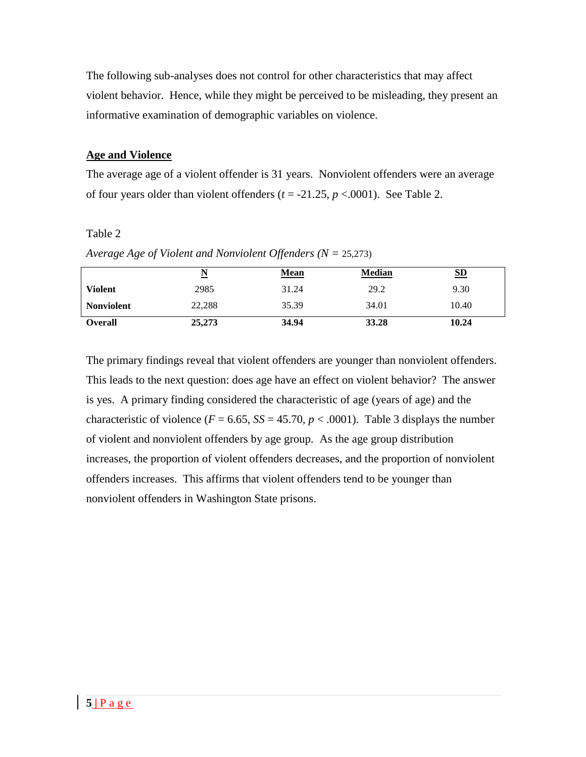The following sub-analyses does not control for other characteristics that may affect violent behavior. Hence, while they might be perceived to be misleading, they present an informative examination of demographic variables on violence.

## Age and Violence

The average age of a violent offender is 31 years. Nonviolent offenders were an average of four years older than violent offenders ($t$ = -21.25, $p$ <.0001). See Table 2.

Table 2

*Average Age of Violent and Nonviolent Offenders (N =* 25,273)

| | N | Mean | Median | SD |
|---|---|---|---|---|
| **Violent** | 2985 | 31.24 | 29.2 | 9.30 |
| **Nonviolent** | 22,288 | 35.39 | 34.01 | 10.40 |
| **Overall** | **25,273** | **34.94** | **33.28** | **10.24** |

The primary findings reveal that violent offenders are younger than nonviolent offenders. This leads to the next question: does age have an effect on violent behavior? The answer is yes. A primary finding considered the characteristic of age (years of age) and the characteristic of violence ($F$ = 6.65, $SS$ = 45.70, $p$ < .0001). Table 3 displays the number of violent and nonviolent offenders by age group. As the age group distribution increases, the proportion of violent offenders decreases, and the proportion of nonviolent offenders increases. This affirms that violent offenders tend to be younger than nonviolent offenders in Washington State prisons.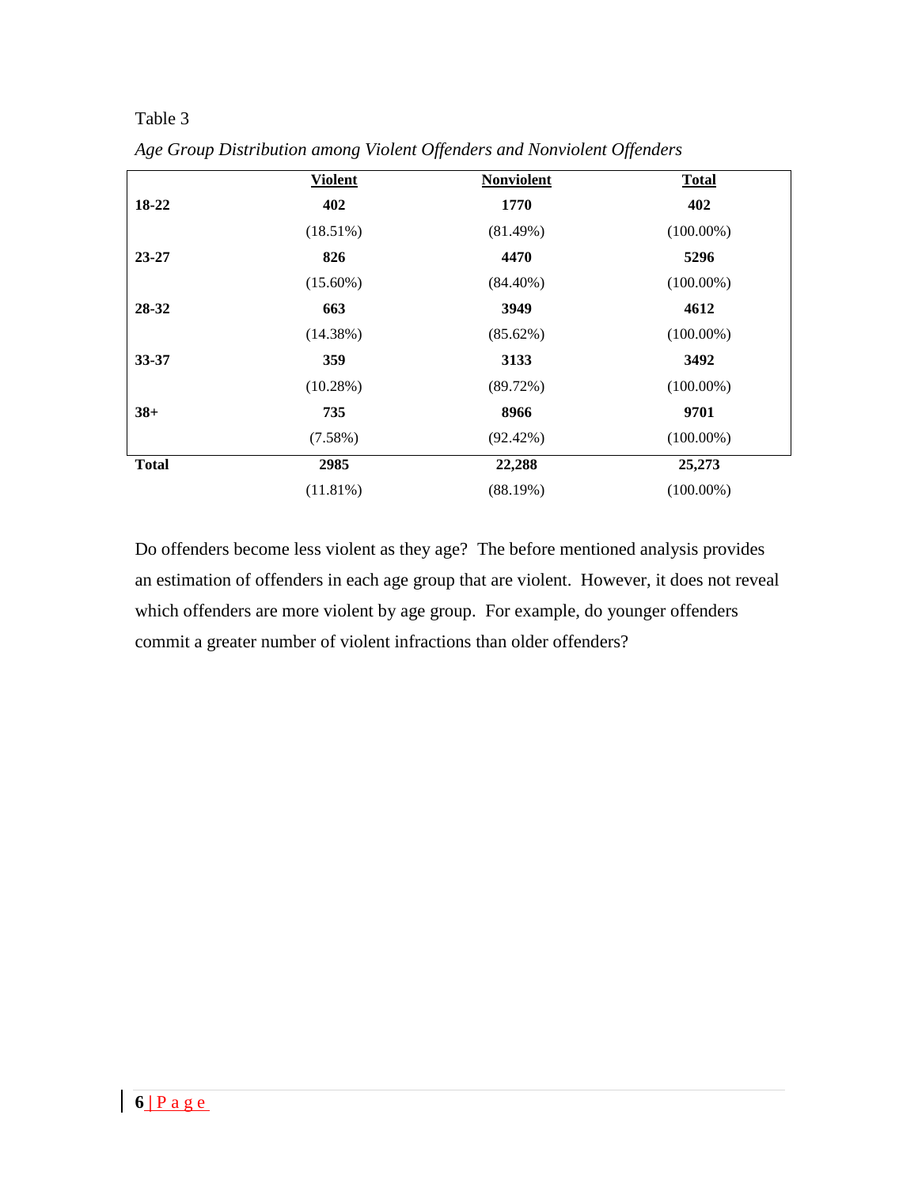Table 3

*Age Group Distribution among Violent Offenders and Nonviolent Offenders*

| | Violent | Nonviolent | Total |
|---|---|---|---|
| **18-22** | **402** | **1770** | **402** |
| | (18.51%) | (81.49%) | (100.00%) |
| **23-27** | **826** | **4470** | **5296** |
| | (15.60%) | (84.40%) | (100.00%) |
| **28-32** | **663** | **3949** | **4612** |
| | (14.38%) | (85.62%) | (100.00%) |
| **33-37** | **359** | **3133** | **3492** |
| | (10.28%) | (89.72%) | (100.00%) |
| **38+** | **735** | **8966** | **9701** |
| | (7.58%) | (92.42%) | (100.00%) |
| **Total** | **2985** | **22,288** | **25,273** |
| | (11.81%) | (88.19%) | (100.00%) |

Do offenders become less violent as they age? The before mentioned analysis provides an estimation of offenders in each age group that are violent. However, it does not reveal which offenders are more violent by age group. For example, do younger offenders commit a greater number of violent infractions than older offenders?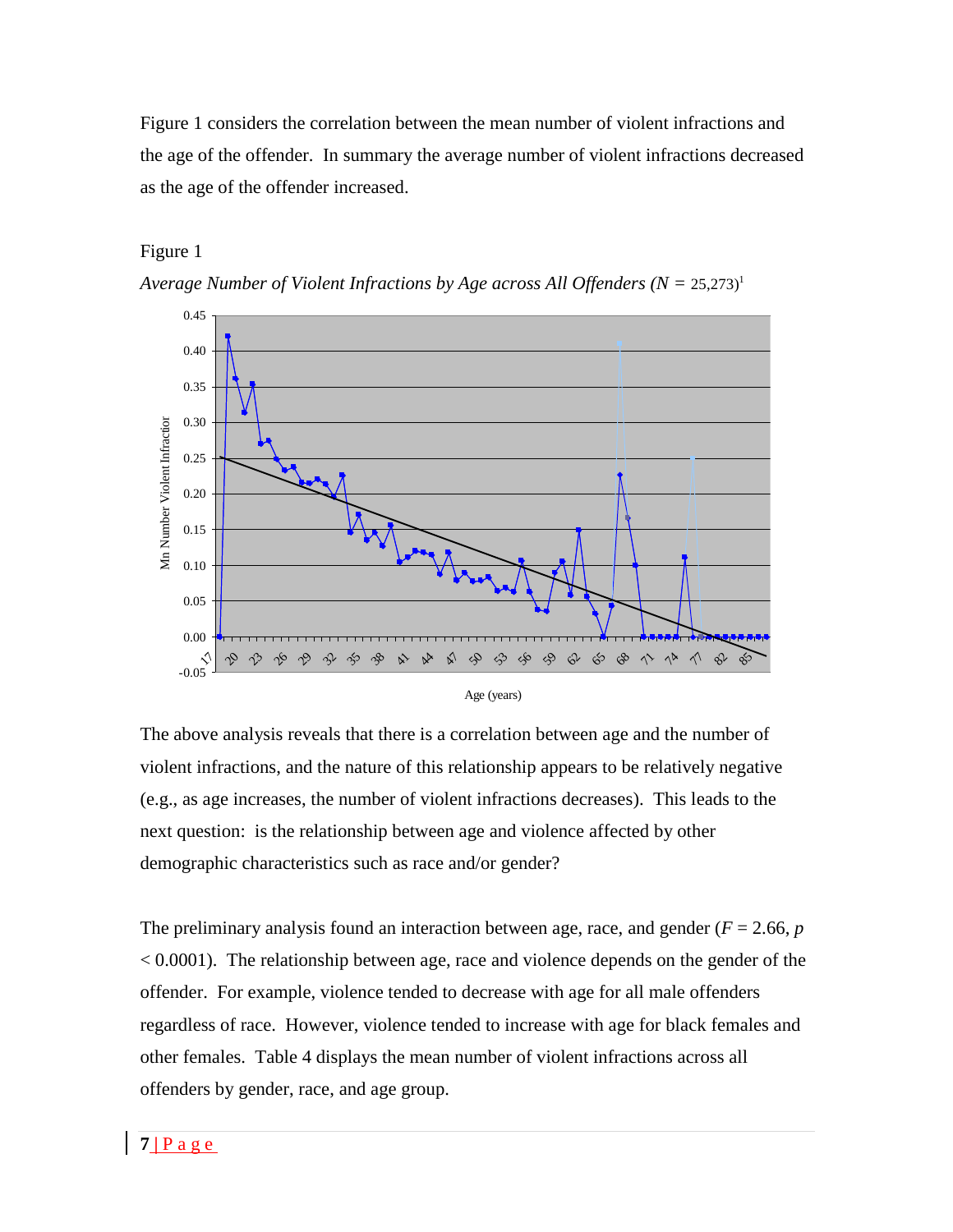Figure 1 considers the correlation between the mean number of violent infractions and the age of the offender. In summary the average number of violent infractions decreased as the age of the offender increased.

Figure 1

*Average Number of Violent Infractions by Age across All Offenders (N =* 25,273)[1]

The above analysis reveals that there is a correlation between age and the number of violent infractions, and the nature of this relationship appears to be relatively negative (e.g., as age increases, the number of violent infractions decreases). This leads to the next question: is the relationship between age and violence affected by other demographic characteristics such as race and/or gender?

The preliminary analysis found an interaction between age, race, and gender ($F = 2.66$, $p < 0.0001$). The relationship between age, race and violence depends on the gender of the offender. For example, violence tended to decrease with age for all male offenders regardless of race. However, violence tended to increase with age for black females and other females. Table 4 displays the mean number of violent infractions across all offenders by gender, race, and age group.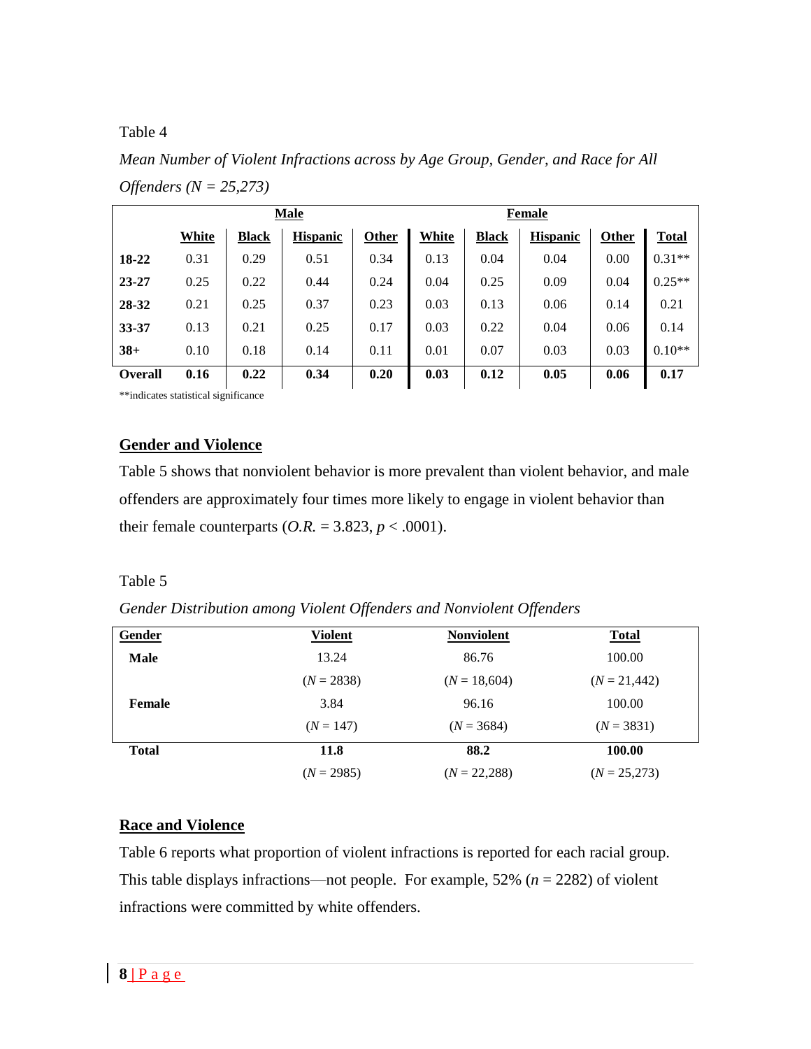Table 4

*Mean Number of Violent Infractions across by Age Group, Gender, and Race for All Offenders (N = 25,273)*

| | Male | | | | Female | | | | |
|---|---|---|---|---|---|---|---|---|---|
| | White | Black | Hispanic | Other | White | Black | Hispanic | Other | Total |
| **18-22** | 0.31 | 0.29 | 0.51 | 0.34 | 0.13 | 0.04 | 0.04 | 0.00 | 0.31** |
| **23-27** | 0.25 | 0.22 | 0.44 | 0.24 | 0.04 | 0.25 | 0.09 | 0.04 | 0.25** |
| **28-32** | 0.21 | 0.25 | 0.37 | 0.23 | 0.03 | 0.13 | 0.06 | 0.14 | 0.21 |
| **33-37** | 0.13 | 0.21 | 0.25 | 0.17 | 0.03 | 0.22 | 0.04 | 0.06 | 0.14 |
| **38+** | 0.10 | 0.18 | 0.14 | 0.11 | 0.01 | 0.07 | 0.03 | 0.03 | 0.10** |
| **Overall** | **0.16** | **0.22** | **0.34** | **0.20** | **0.03** | **0.12** | **0.05** | **0.06** | **0.17** |

**indicates statistical significance

## Gender and Violence

Table 5 shows that nonviolent behavior is more prevalent than violent behavior, and male offenders are approximately four times more likely to engage in violent behavior than their female counterparts (*O.R.* = 3.823, $p < .0001$).

Table 5

*Gender Distribution among Violent Offenders and Nonviolent Offenders*

| Gender | Violent | Nonviolent | Total |
|---|---|---|---|
| **Male** | 13.24 | 86.76 | 100.00 |
| | (*N* = 2838) | (*N* = 18,604) | (*N* = 21,442) |
| **Female** | 3.84 | 96.16 | 100.00 |
| | (*N* = 147) | (*N* = 3684) | (*N* = 3831) |
| **Total** | **11.8** | **88.2** | **100.00** |
| | (*N* = 2985) | (*N* = 22,288) | (*N* = 25,273) |

## Race and Violence

Table 6 reports what proportion of violent infractions is reported for each racial group. This table displays infractions—not people. For example, 52% (*n* = 2282) of violent infractions were committed by white offenders.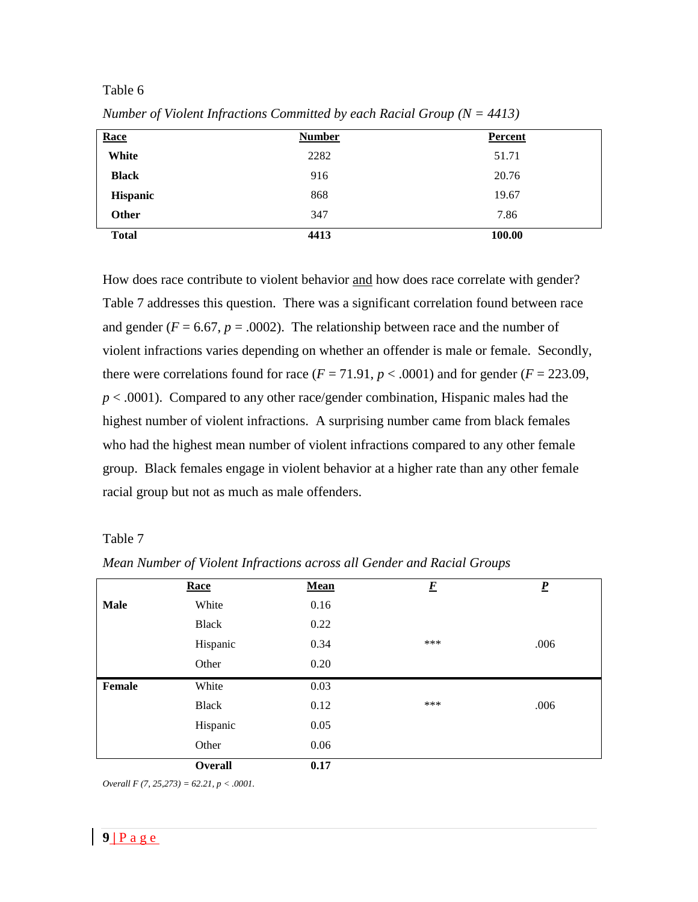Table 6

*Number of Violent Infractions Committed by each Racial Group (N = 4413)*

| Race | Number | Percent |
|---|---|---|
| **White** | 2282 | 51.71 |
| **Black** | 916 | 20.76 |
| **Hispanic** | 868 | 19.67 |
| **Other** | 347 | 7.86 |
| **Total** | **4413** | **100.00** |

How does race contribute to violent behavior and how does race correlate with gender? Table 7 addresses this question. There was a significant correlation found between race and gender ($F = 6.67$, $p = .0002$). The relationship between race and the number of violent infractions varies depending on whether an offender is male or female. Secondly, there were correlations found for race ($F = 71.91$, $p < .0001$) and for gender ($F = 223.09$, $p < .0001$). Compared to any other race/gender combination, Hispanic males had the highest number of violent infractions. A surprising number came from black females who had the highest mean number of violent infractions compared to any other female group. Black females engage in violent behavior at a higher rate than any other female racial group but not as much as male offenders.

Table 7

*Mean Number of Violent Infractions across all Gender and Racial Groups*

| | Race | Mean | *F* | *P* |
|---|---|---|---|---|
| **Male** | White | 0.16 | | |
| | Black | 0.22 | | |
| | Hispanic | 0.34 | *** | .006 |
| | Other | 0.20 | | |
| **Female** | White | 0.03 | | |
| | Black | 0.12 | *** | .006 |
| | Hispanic | 0.05 | | |
| | Other | 0.06 | | |
| | **Overall** | **0.17** | | |

*Overall* $F\ (7, 25{,}273) = 62.21$, $p < .0001$.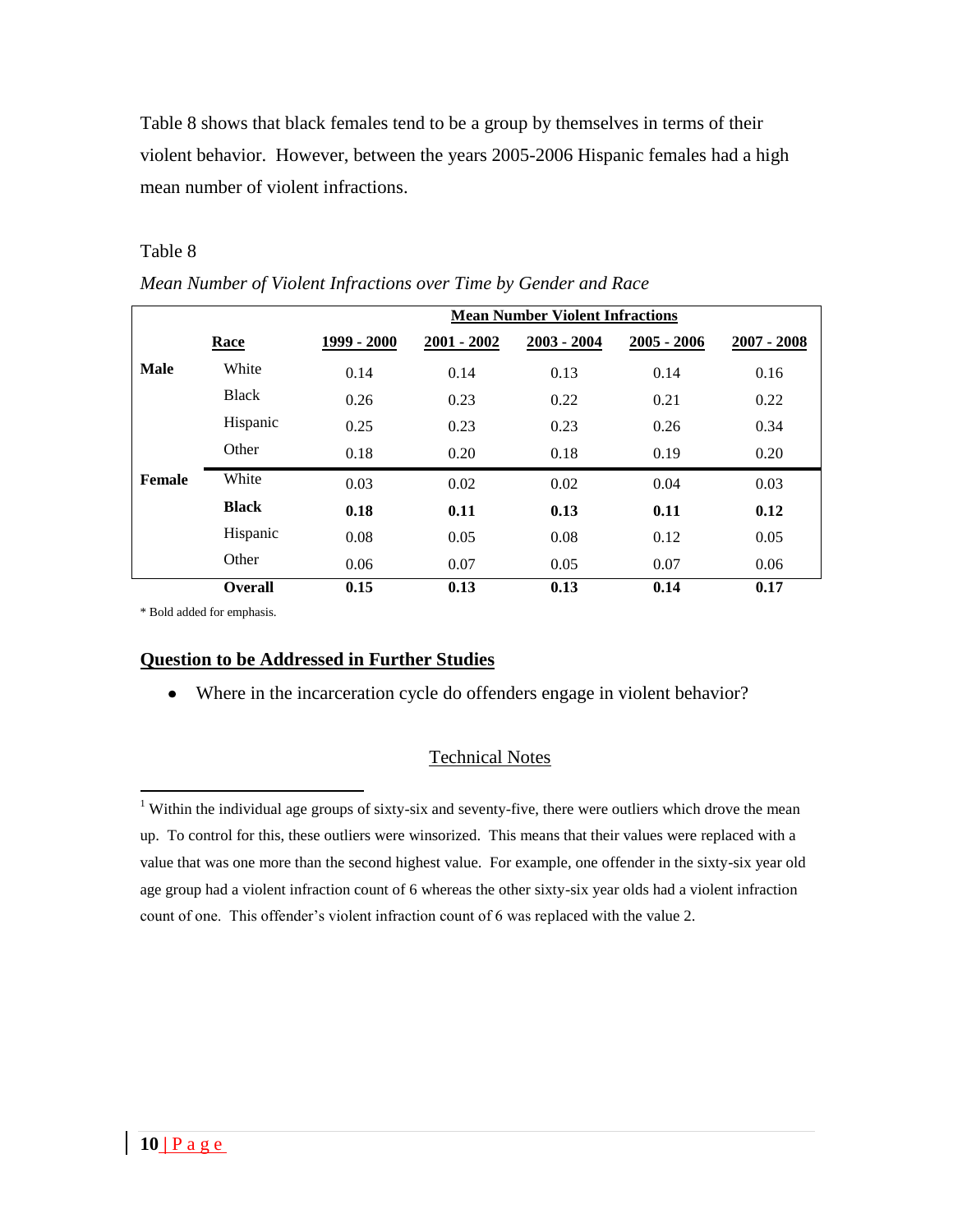Table 8 shows that black females tend to be a group by themselves in terms of their violent behavior. However, between the years 2005-2006 Hispanic females had a high mean number of violent infractions.

Table 8

*Mean Number of Violent Infractions over Time by Gender and Race*

| | | Mean Number Violent Infractions | | | | |
|---|---|---|---|---|---|---|
| | **Race** | **1999 - 2000** | **2001 - 2002** | **2003 - 2004** | **2005 - 2006** | **2007 - 2008** |
| **Male** | White | 0.14 | 0.14 | 0.13 | 0.14 | 0.16 |
| | Black | 0.26 | 0.23 | 0.22 | 0.21 | 0.22 |
| | Hispanic | 0.25 | 0.23 | 0.23 | 0.26 | 0.34 |
| | Other | 0.18 | 0.20 | 0.18 | 0.19 | 0.20 |
| **Female** | White | 0.03 | 0.02 | 0.02 | 0.04 | 0.03 |
| | **Black** | **0.18** | **0.11** | **0.13** | **0.11** | **0.12** |
| | Hispanic | 0.08 | 0.05 | 0.08 | 0.12 | 0.05 |
| | Other | 0.06 | 0.07 | 0.05 | 0.07 | 0.06 |
| | **Overall** | **0.15** | **0.13** | **0.13** | **0.14** | **0.17** |

\* Bold added for emphasis.

## Question to be Addressed in Further Studies

- Where in the incarceration cycle do offenders engage in violent behavior?

## Technical Notes

[1] Within the individual age groups of sixty-six and seventy-five, there were outliers which drove the mean up. To control for this, these outliers were winsorized. This means that their values were replaced with a value that was one more than the second highest value. For example, one offender in the sixty-six year old age group had a violent infraction count of 6 whereas the other sixty-six year olds had a violent infraction count of one. This offender's violent infraction count of 6 was replaced with the value 2.